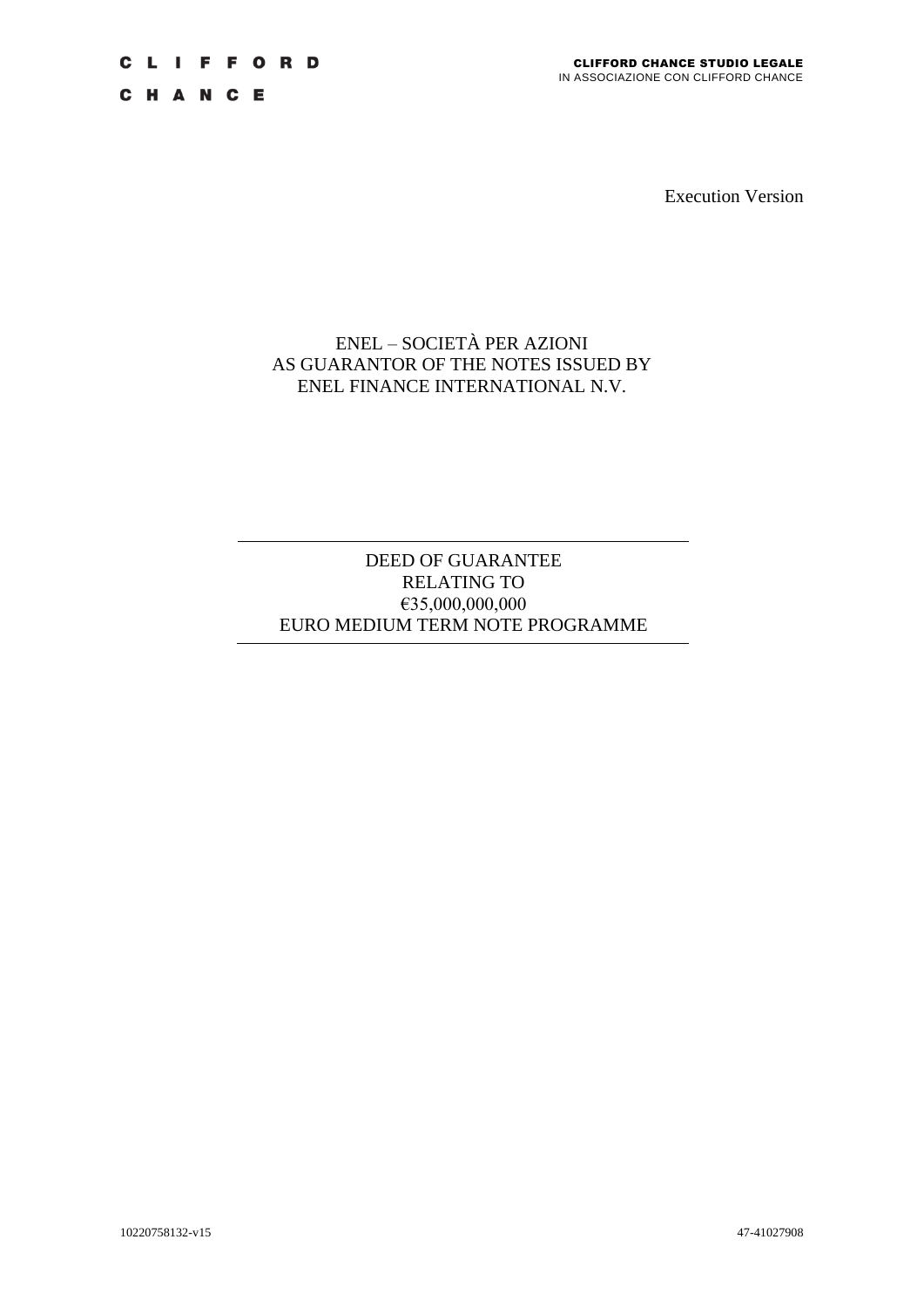CLIFFORD CHANCE

**CLIFFORD CHANCE STUDIO LEGALE**
IN ASSOCIAZIONE CON CLIFFORD CHANCE

Execution Version

ENEL – SOCIETÀ PER AZIONI
AS GUARANTOR OF THE NOTES ISSUED BY
ENEL FINANCE INTERNATIONAL N.V.

---

DEED OF GUARANTEE
RELATING TO
€35,000,000,000
EURO MEDIUM TERM NOTE PROGRAMME

---

10220758132-v15 47-41027908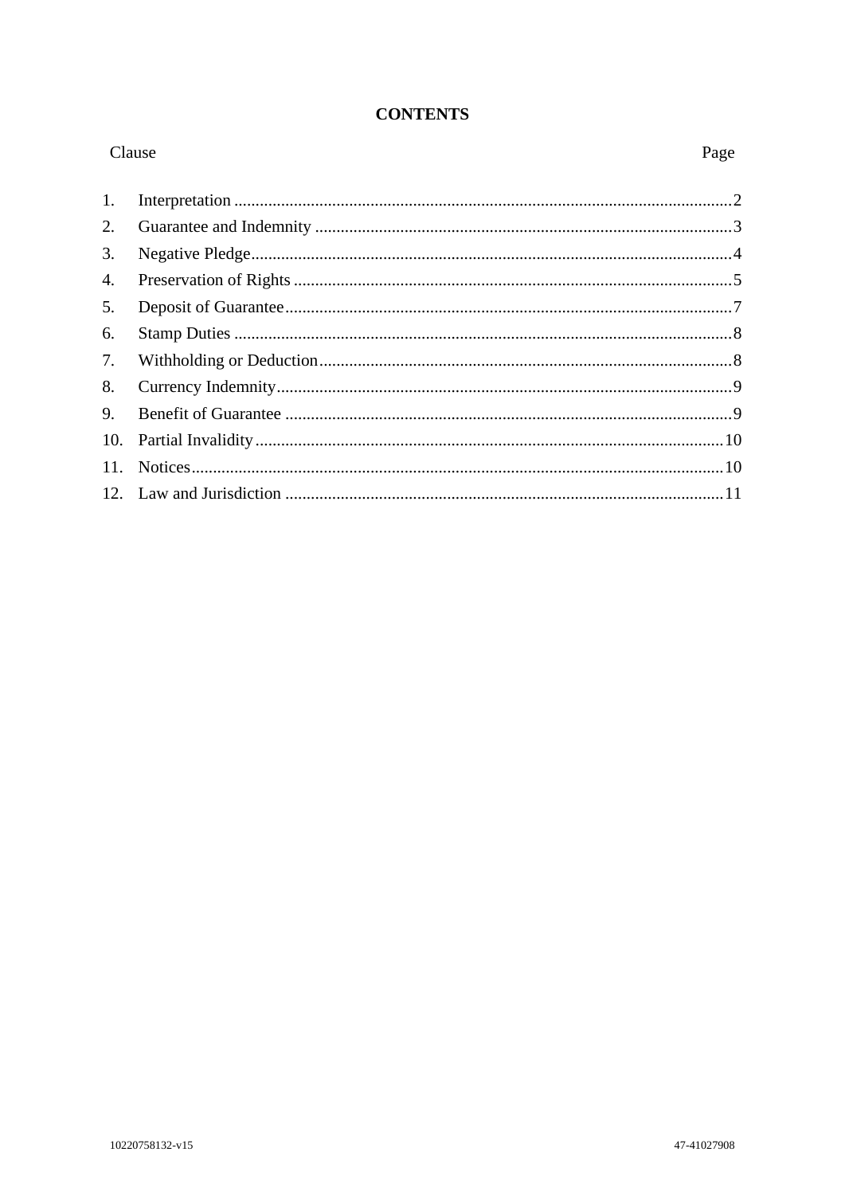# CONTENTS

| Clause | | Page |
|---|---|---|
| 1. | Interpretation | 2 |
| 2. | Guarantee and Indemnity | 3 |
| 3. | Negative Pledge | 4 |
| 4. | Preservation of Rights | 5 |
| 5. | Deposit of Guarantee | 7 |
| 6. | Stamp Duties | 8 |
| 7. | Withholding or Deduction | 8 |
| 8. | Currency Indemnity | 9 |
| 9. | Benefit of Guarantee | 9 |
| 10. | Partial Invalidity | 10 |
| 11. | Notices | 10 |
| 12. | Law and Jurisdiction | 11 |

10220758132-v15 47-41027908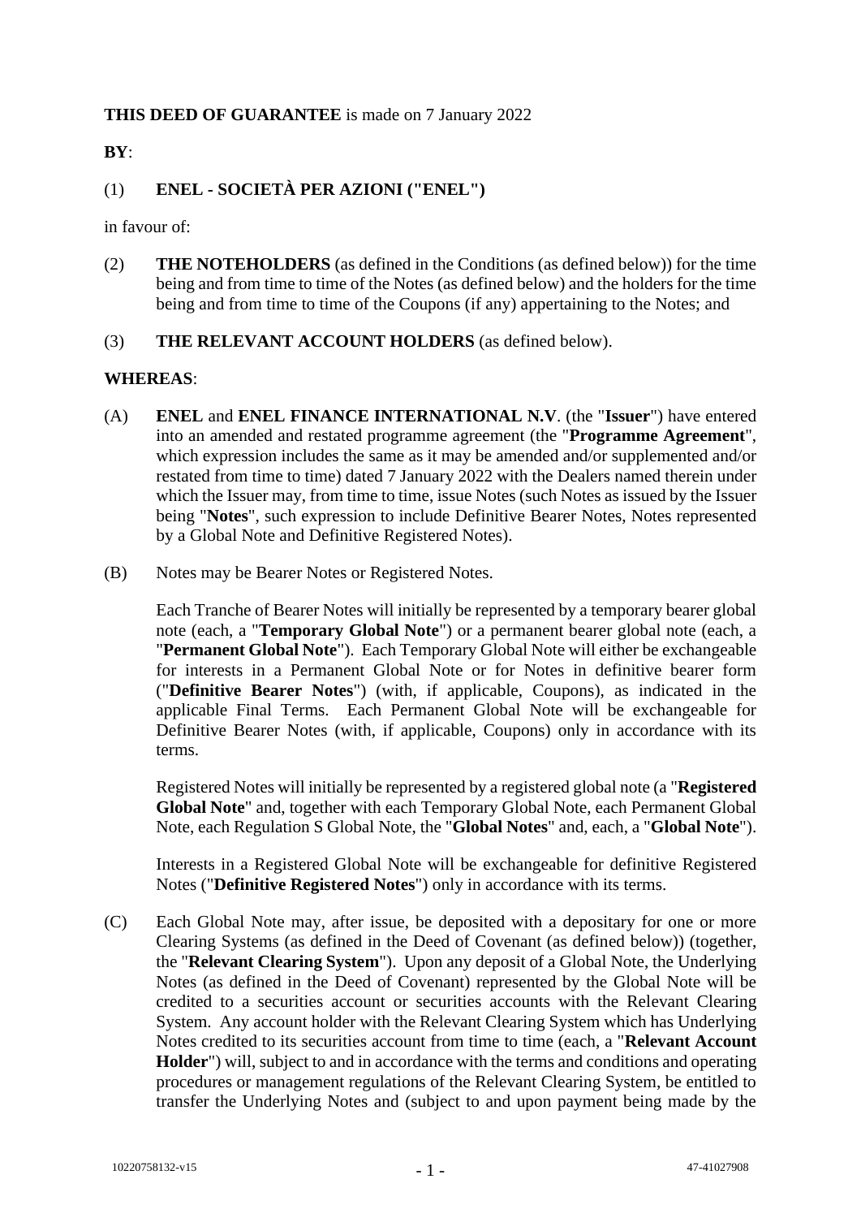**THIS DEED OF GUARANTEE** is made on 7 January 2022

**BY**:

(1) **ENEL - SOCIETÀ PER AZIONI ("ENEL")**

in favour of:

(2) **THE NOTEHOLDERS** (as defined in the Conditions (as defined below)) for the time being and from time to time of the Notes (as defined below) and the holders for the time being and from time to time of the Coupons (if any) appertaining to the Notes; and

(3) **THE RELEVANT ACCOUNT HOLDERS** (as defined below).

**WHEREAS**:

(A) **ENEL** and **ENEL FINANCE INTERNATIONAL N.V**. (the "**Issuer**") have entered into an amended and restated programme agreement (the "**Programme Agreement**", which expression includes the same as it may be amended and/or supplemented and/or restated from time to time) dated 7 January 2022 with the Dealers named therein under which the Issuer may, from time to time, issue Notes (such Notes as issued by the Issuer being "**Notes**", such expression to include Definitive Bearer Notes, Notes represented by a Global Note and Definitive Registered Notes).

(B) Notes may be Bearer Notes or Registered Notes.

Each Tranche of Bearer Notes will initially be represented by a temporary bearer global note (each, a "**Temporary Global Note**") or a permanent bearer global note (each, a "**Permanent Global Note**"). Each Temporary Global Note will either be exchangeable for interests in a Permanent Global Note or for Notes in definitive bearer form ("**Definitive Bearer Notes**") (with, if applicable, Coupons), as indicated in the applicable Final Terms. Each Permanent Global Note will be exchangeable for Definitive Bearer Notes (with, if applicable, Coupons) only in accordance with its terms.

Registered Notes will initially be represented by a registered global note (a "**Registered Global Note**" and, together with each Temporary Global Note, each Permanent Global Note, each Regulation S Global Note, the "**Global Notes**" and, each, a "**Global Note**").

Interests in a Registered Global Note will be exchangeable for definitive Registered Notes ("**Definitive Registered Notes**") only in accordance with its terms.

(C) Each Global Note may, after issue, be deposited with a depositary for one or more Clearing Systems (as defined in the Deed of Covenant (as defined below)) (together, the "**Relevant Clearing System**"). Upon any deposit of a Global Note, the Underlying Notes (as defined in the Deed of Covenant) represented by the Global Note will be credited to a securities account or securities accounts with the Relevant Clearing System. Any account holder with the Relevant Clearing System which has Underlying Notes credited to its securities account from time to time (each, a "**Relevant Account Holder**") will, subject to and in accordance with the terms and conditions and operating procedures or management regulations of the Relevant Clearing System, be entitled to transfer the Underlying Notes and (subject to and upon payment being made by the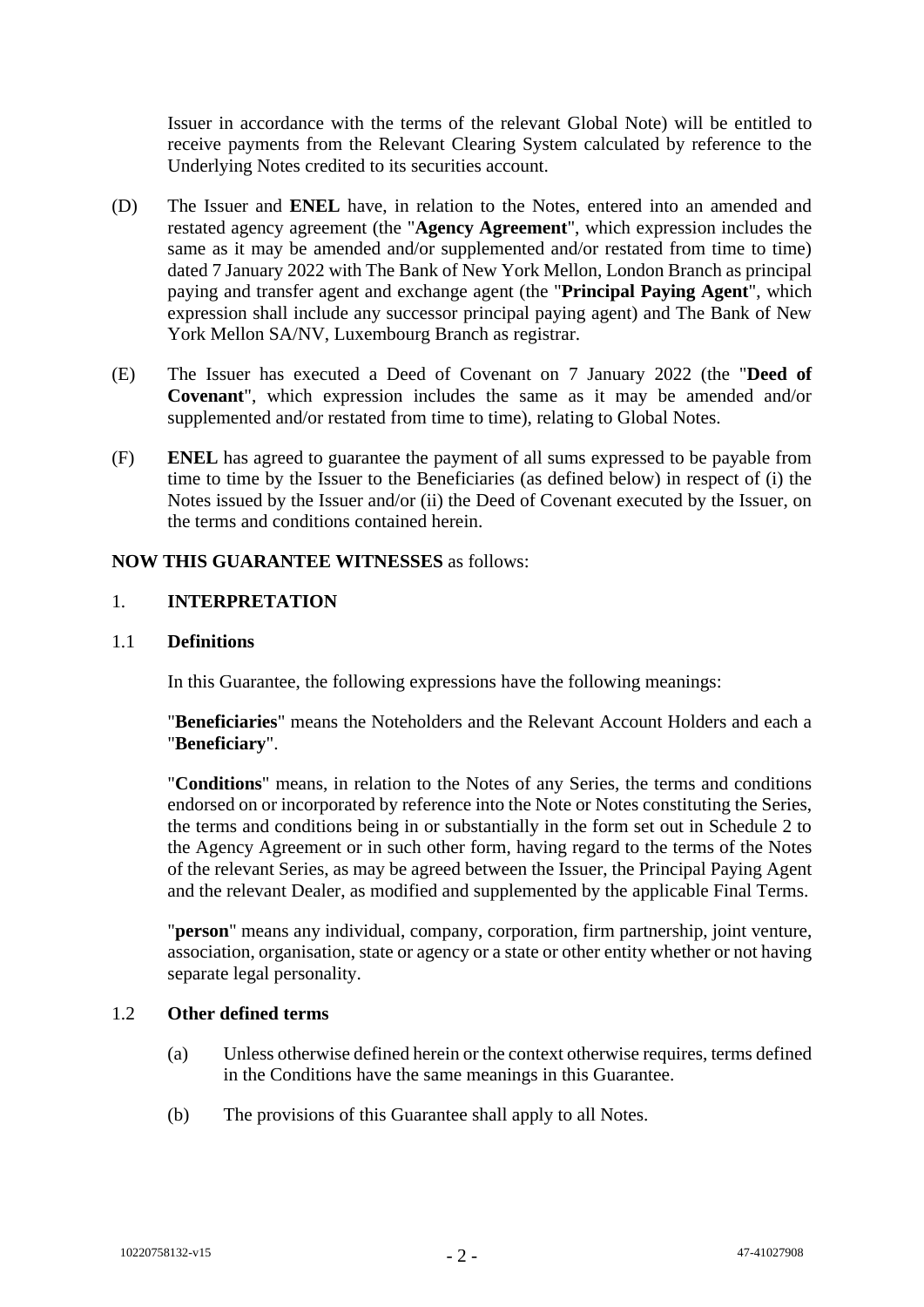Issuer in accordance with the terms of the relevant Global Note) will be entitled to receive payments from the Relevant Clearing System calculated by reference to the Underlying Notes credited to its securities account.

(D) The Issuer and **ENEL** have, in relation to the Notes, entered into an amended and restated agency agreement (the "**Agency Agreement**", which expression includes the same as it may be amended and/or supplemented and/or restated from time to time) dated 7 January 2022 with The Bank of New York Mellon, London Branch as principal paying and transfer agent and exchange agent (the "**Principal Paying Agent**", which expression shall include any successor principal paying agent) and The Bank of New York Mellon SA/NV, Luxembourg Branch as registrar.

(E) The Issuer has executed a Deed of Covenant on 7 January 2022 (the "**Deed of Covenant**", which expression includes the same as it may be amended and/or supplemented and/or restated from time to time), relating to Global Notes.

(F) **ENEL** has agreed to guarantee the payment of all sums expressed to be payable from time to time by the Issuer to the Beneficiaries (as defined below) in respect of (i) the Notes issued by the Issuer and/or (ii) the Deed of Covenant executed by the Issuer, on the terms and conditions contained herein.

**NOW THIS GUARANTEE WITNESSES** as follows:

## 1. INTERPRETATION

### 1.1 Definitions

In this Guarantee, the following expressions have the following meanings:

"**Beneficiaries**" means the Noteholders and the Relevant Account Holders and each a "**Beneficiary**".

"**Conditions**" means, in relation to the Notes of any Series, the terms and conditions endorsed on or incorporated by reference into the Note or Notes constituting the Series, the terms and conditions being in or substantially in the form set out in Schedule 2 to the Agency Agreement or in such other form, having regard to the terms of the Notes of the relevant Series, as may be agreed between the Issuer, the Principal Paying Agent and the relevant Dealer, as modified and supplemented by the applicable Final Terms.

"**person**" means any individual, company, corporation, firm partnership, joint venture, association, organisation, state or agency or a state or other entity whether or not having separate legal personality.

### 1.2 Other defined terms

(a) Unless otherwise defined herein or the context otherwise requires, terms defined in the Conditions have the same meanings in this Guarantee.

(b) The provisions of this Guarantee shall apply to all Notes.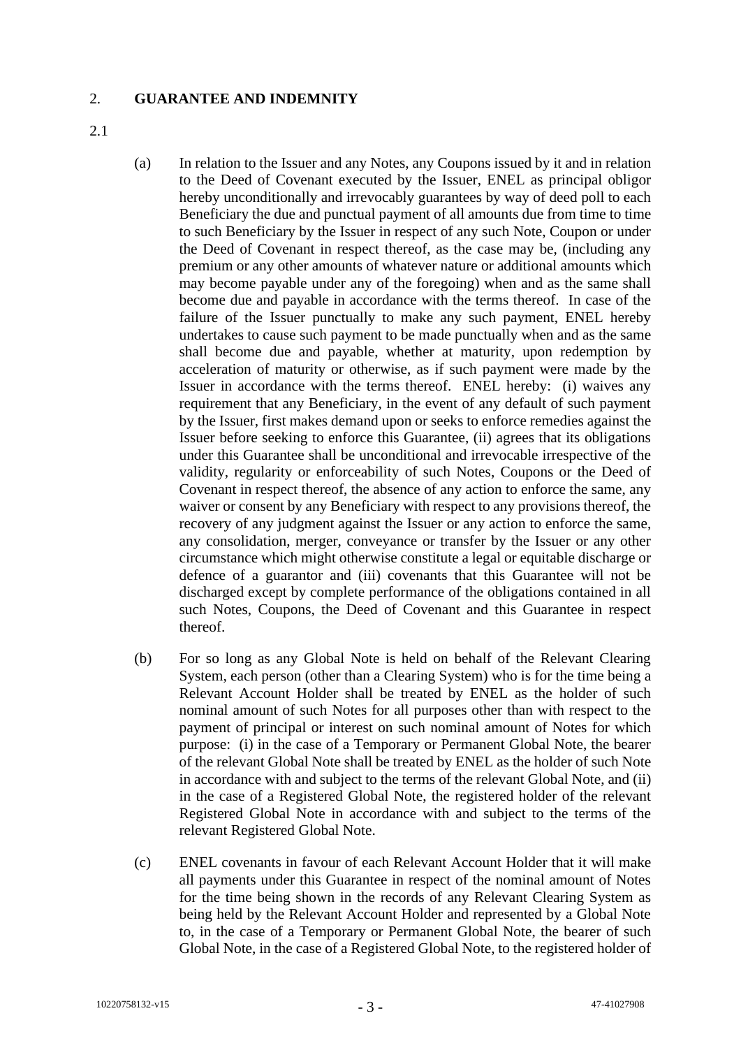## 2. GUARANTEE AND INDEMNITY

2.1

(a) In relation to the Issuer and any Notes, any Coupons issued by it and in relation to the Deed of Covenant executed by the Issuer, ENEL as principal obligor hereby unconditionally and irrevocably guarantees by way of deed poll to each Beneficiary the due and punctual payment of all amounts due from time to time to such Beneficiary by the Issuer in respect of any such Note, Coupon or under the Deed of Covenant in respect thereof, as the case may be, (including any premium or any other amounts of whatever nature or additional amounts which may become payable under any of the foregoing) when and as the same shall become due and payable in accordance with the terms thereof. In case of the failure of the Issuer punctually to make any such payment, ENEL hereby undertakes to cause such payment to be made punctually when and as the same shall become due and payable, whether at maturity, upon redemption by acceleration of maturity or otherwise, as if such payment were made by the Issuer in accordance with the terms thereof. ENEL hereby: (i) waives any requirement that any Beneficiary, in the event of any default of such payment by the Issuer, first makes demand upon or seeks to enforce remedies against the Issuer before seeking to enforce this Guarantee, (ii) agrees that its obligations under this Guarantee shall be unconditional and irrevocable irrespective of the validity, regularity or enforceability of such Notes, Coupons or the Deed of Covenant in respect thereof, the absence of any action to enforce the same, any waiver or consent by any Beneficiary with respect to any provisions thereof, the recovery of any judgment against the Issuer or any action to enforce the same, any consolidation, merger, conveyance or transfer by the Issuer or any other circumstance which might otherwise constitute a legal or equitable discharge or defence of a guarantor and (iii) covenants that this Guarantee will not be discharged except by complete performance of the obligations contained in all such Notes, Coupons, the Deed of Covenant and this Guarantee in respect thereof.

(b) For so long as any Global Note is held on behalf of the Relevant Clearing System, each person (other than a Clearing System) who is for the time being a Relevant Account Holder shall be treated by ENEL as the holder of such nominal amount of such Notes for all purposes other than with respect to the payment of principal or interest on such nominal amount of Notes for which purpose: (i) in the case of a Temporary or Permanent Global Note, the bearer of the relevant Global Note shall be treated by ENEL as the holder of such Note in accordance with and subject to the terms of the relevant Global Note, and (ii) in the case of a Registered Global Note, the registered holder of the relevant Registered Global Note in accordance with and subject to the terms of the relevant Registered Global Note.

(c) ENEL covenants in favour of each Relevant Account Holder that it will make all payments under this Guarantee in respect of the nominal amount of Notes for the time being shown in the records of any Relevant Clearing System as being held by the Relevant Account Holder and represented by a Global Note to, in the case of a Temporary or Permanent Global Note, the bearer of such Global Note, in the case of a Registered Global Note, to the registered holder of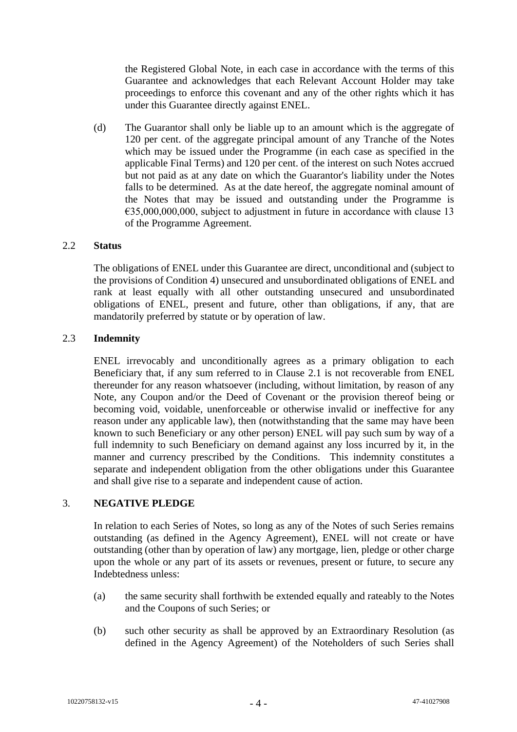the Registered Global Note, in each case in accordance with the terms of this Guarantee and acknowledges that each Relevant Account Holder may take proceedings to enforce this covenant and any of the other rights which it has under this Guarantee directly against ENEL.

(d) The Guarantor shall only be liable up to an amount which is the aggregate of 120 per cent. of the aggregate principal amount of any Tranche of the Notes which may be issued under the Programme (in each case as specified in the applicable Final Terms) and 120 per cent. of the interest on such Notes accrued but not paid as at any date on which the Guarantor's liability under the Notes falls to be determined. As at the date hereof, the aggregate nominal amount of the Notes that may be issued and outstanding under the Programme is €35,000,000,000, subject to adjustment in future in accordance with clause 13 of the Programme Agreement.

2.2 **Status**

The obligations of ENEL under this Guarantee are direct, unconditional and (subject to the provisions of Condition 4) unsecured and unsubordinated obligations of ENEL and rank at least equally with all other outstanding unsecured and unsubordinated obligations of ENEL, present and future, other than obligations, if any, that are mandatorily preferred by statute or by operation of law.

2.3 **Indemnity**

ENEL irrevocably and unconditionally agrees as a primary obligation to each Beneficiary that, if any sum referred to in Clause 2.1 is not recoverable from ENEL thereunder for any reason whatsoever (including, without limitation, by reason of any Note, any Coupon and/or the Deed of Covenant or the provision thereof being or becoming void, voidable, unenforceable or otherwise invalid or ineffective for any reason under any applicable law), then (notwithstanding that the same may have been known to such Beneficiary or any other person) ENEL will pay such sum by way of a full indemnity to such Beneficiary on demand against any loss incurred by it, in the manner and currency prescribed by the Conditions. This indemnity constitutes a separate and independent obligation from the other obligations under this Guarantee and shall give rise to a separate and independent cause of action.

3. **NEGATIVE PLEDGE**

In relation to each Series of Notes, so long as any of the Notes of such Series remains outstanding (as defined in the Agency Agreement), ENEL will not create or have outstanding (other than by operation of law) any mortgage, lien, pledge or other charge upon the whole or any part of its assets or revenues, present or future, to secure any Indebtedness unless:

(a) the same security shall forthwith be extended equally and rateably to the Notes and the Coupons of such Series; or

(b) such other security as shall be approved by an Extraordinary Resolution (as defined in the Agency Agreement) of the Noteholders of such Series shall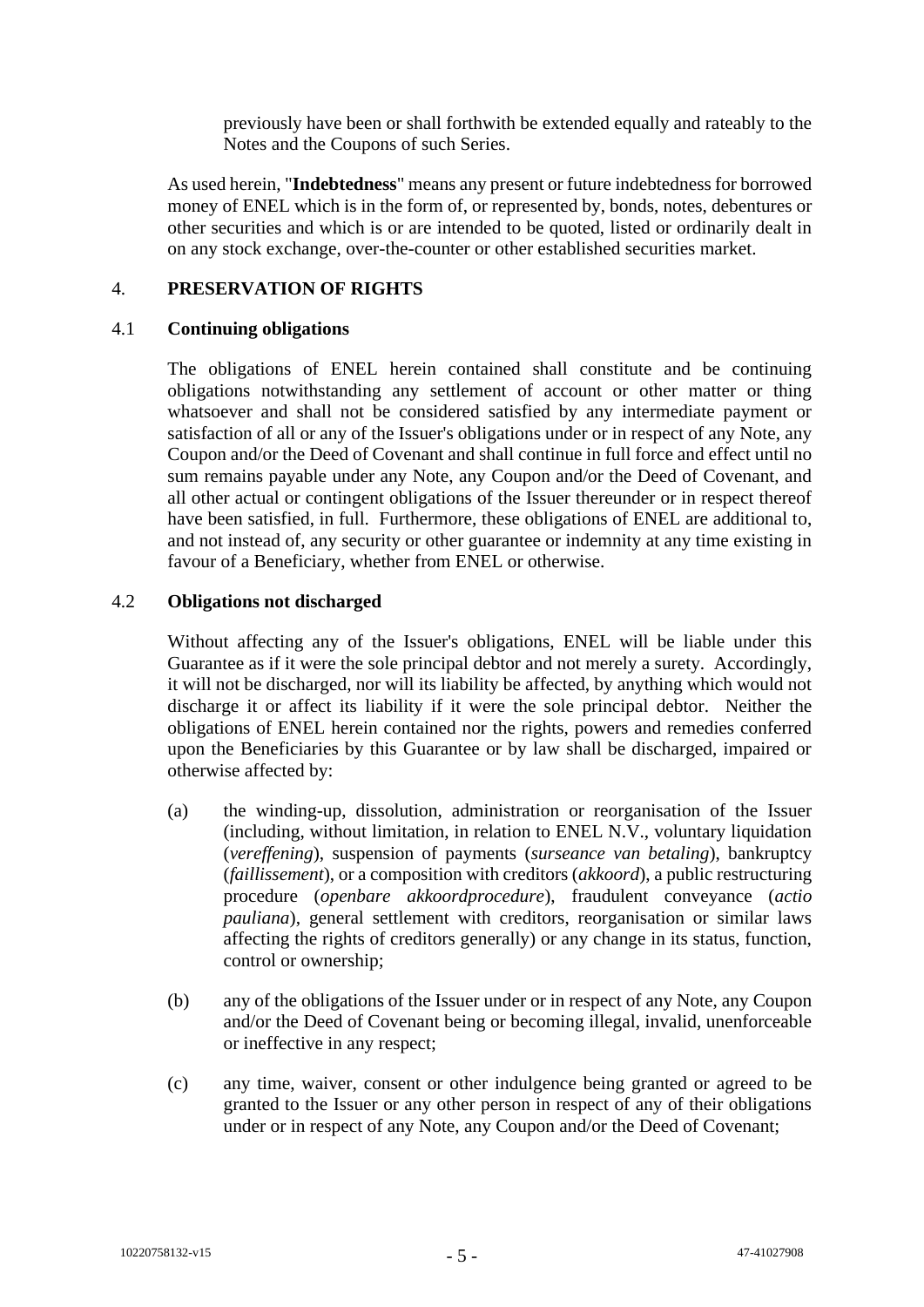previously have been or shall forthwith be extended equally and rateably to the Notes and the Coupons of such Series.

As used herein, "**Indebtedness**" means any present or future indebtedness for borrowed money of ENEL which is in the form of, or represented by, bonds, notes, debentures or other securities and which is or are intended to be quoted, listed or ordinarily dealt in on any stock exchange, over-the-counter or other established securities market.

## 4. PRESERVATION OF RIGHTS

### 4.1 Continuing obligations

The obligations of ENEL herein contained shall constitute and be continuing obligations notwithstanding any settlement of account or other matter or thing whatsoever and shall not be considered satisfied by any intermediate payment or satisfaction of all or any of the Issuer's obligations under or in respect of any Note, any Coupon and/or the Deed of Covenant and shall continue in full force and effect until no sum remains payable under any Note, any Coupon and/or the Deed of Covenant, and all other actual or contingent obligations of the Issuer thereunder or in respect thereof have been satisfied, in full. Furthermore, these obligations of ENEL are additional to, and not instead of, any security or other guarantee or indemnity at any time existing in favour of a Beneficiary, whether from ENEL or otherwise.

### 4.2 Obligations not discharged

Without affecting any of the Issuer's obligations, ENEL will be liable under this Guarantee as if it were the sole principal debtor and not merely a surety. Accordingly, it will not be discharged, nor will its liability be affected, by anything which would not discharge it or affect its liability if it were the sole principal debtor. Neither the obligations of ENEL herein contained nor the rights, powers and remedies conferred upon the Beneficiaries by this Guarantee or by law shall be discharged, impaired or otherwise affected by:

(a) the winding-up, dissolution, administration or reorganisation of the Issuer (including, without limitation, in relation to ENEL N.V., voluntary liquidation (*vereffening*), suspension of payments (*surseance van betaling*), bankruptcy (*faillissement*), or a composition with creditors (*akkoord*), a public restructuring procedure (*openbare akkoordprocedure*), fraudulent conveyance (*actio pauliana*), general settlement with creditors, reorganisation or similar laws affecting the rights of creditors generally) or any change in its status, function, control or ownership;

(b) any of the obligations of the Issuer under or in respect of any Note, any Coupon and/or the Deed of Covenant being or becoming illegal, invalid, unenforceable or ineffective in any respect;

(c) any time, waiver, consent or other indulgence being granted or agreed to be granted to the Issuer or any other person in respect of any of their obligations under or in respect of any Note, any Coupon and/or the Deed of Covenant;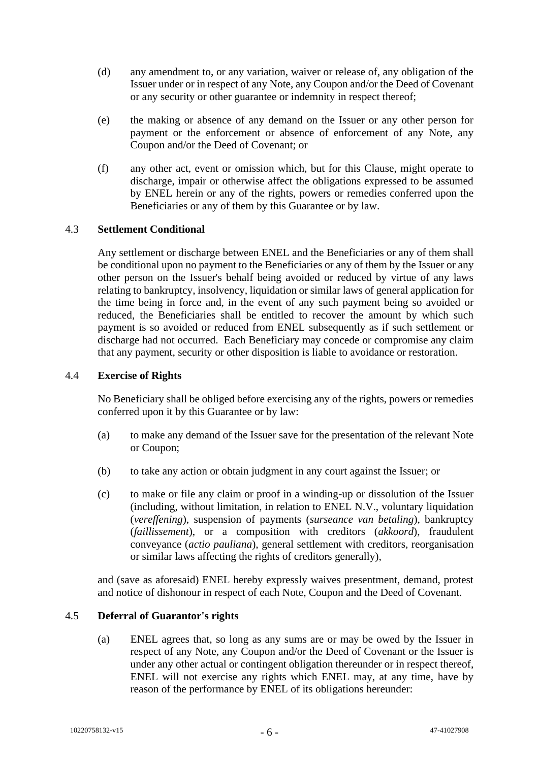(d) any amendment to, or any variation, waiver or release of, any obligation of the Issuer under or in respect of any Note, any Coupon and/or the Deed of Covenant or any security or other guarantee or indemnity in respect thereof;

(e) the making or absence of any demand on the Issuer or any other person for payment or the enforcement or absence of enforcement of any Note, any Coupon and/or the Deed of Covenant; or

(f) any other act, event or omission which, but for this Clause, might operate to discharge, impair or otherwise affect the obligations expressed to be assumed by ENEL herein or any of the rights, powers or remedies conferred upon the Beneficiaries or any of them by this Guarantee or by law.

### 4.3 Settlement Conditional

Any settlement or discharge between ENEL and the Beneficiaries or any of them shall be conditional upon no payment to the Beneficiaries or any of them by the Issuer or any other person on the Issuer's behalf being avoided or reduced by virtue of any laws relating to bankruptcy, insolvency, liquidation or similar laws of general application for the time being in force and, in the event of any such payment being so avoided or reduced, the Beneficiaries shall be entitled to recover the amount by which such payment is so avoided or reduced from ENEL subsequently as if such settlement or discharge had not occurred. Each Beneficiary may concede or compromise any claim that any payment, security or other disposition is liable to avoidance or restoration.

### 4.4 Exercise of Rights

No Beneficiary shall be obliged before exercising any of the rights, powers or remedies conferred upon it by this Guarantee or by law:

(a) to make any demand of the Issuer save for the presentation of the relevant Note or Coupon;

(b) to take any action or obtain judgment in any court against the Issuer; or

(c) to make or file any claim or proof in a winding-up or dissolution of the Issuer (including, without limitation, in relation to ENEL N.V., voluntary liquidation (*vereffening*), suspension of payments (*surseance van betaling*), bankruptcy (*faillissement*), or a composition with creditors (*akkoord*), fraudulent conveyance (*actio pauliana*), general settlement with creditors, reorganisation or similar laws affecting the rights of creditors generally),

and (save as aforesaid) ENEL hereby expressly waives presentment, demand, protest and notice of dishonour in respect of each Note, Coupon and the Deed of Covenant.

### 4.5 Deferral of Guarantor's rights

(a) ENEL agrees that, so long as any sums are or may be owed by the Issuer in respect of any Note, any Coupon and/or the Deed of Covenant or the Issuer is under any other actual or contingent obligation thereunder or in respect thereof, ENEL will not exercise any rights which ENEL may, at any time, have by reason of the performance by ENEL of its obligations hereunder: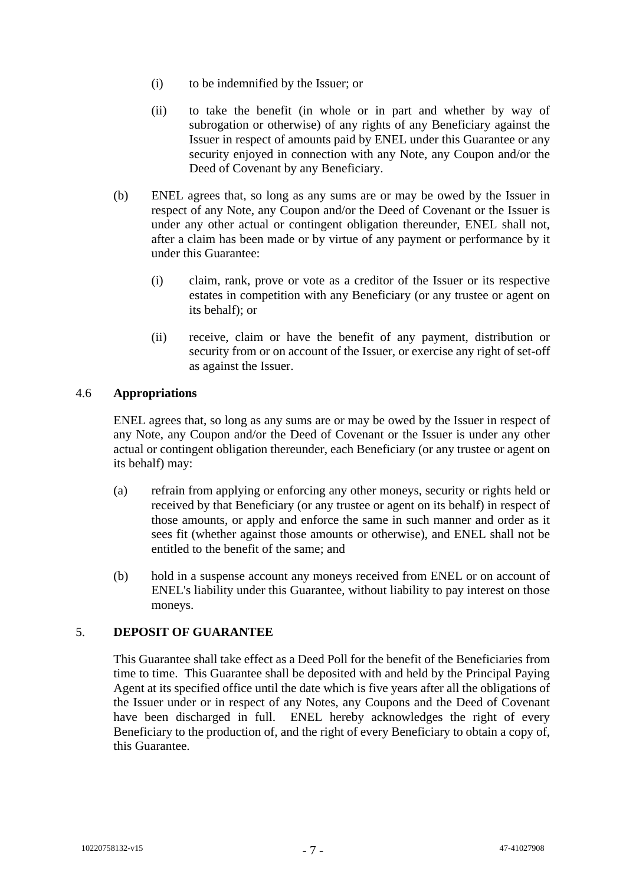(i) to be indemnified by the Issuer; or

(ii) to take the benefit (in whole or in part and whether by way of subrogation or otherwise) of any rights of any Beneficiary against the Issuer in respect of amounts paid by ENEL under this Guarantee or any security enjoyed in connection with any Note, any Coupon and/or the Deed of Covenant by any Beneficiary.

(b) ENEL agrees that, so long as any sums are or may be owed by the Issuer in respect of any Note, any Coupon and/or the Deed of Covenant or the Issuer is under any other actual or contingent obligation thereunder, ENEL shall not, after a claim has been made or by virtue of any payment or performance by it under this Guarantee:

(i) claim, rank, prove or vote as a creditor of the Issuer or its respective estates in competition with any Beneficiary (or any trustee or agent on its behalf); or

(ii) receive, claim or have the benefit of any payment, distribution or security from or on account of the Issuer, or exercise any right of set-off as against the Issuer.

### 4.6 Appropriations

ENEL agrees that, so long as any sums are or may be owed by the Issuer in respect of any Note, any Coupon and/or the Deed of Covenant or the Issuer is under any other actual or contingent obligation thereunder, each Beneficiary (or any trustee or agent on its behalf) may:

(a) refrain from applying or enforcing any other moneys, security or rights held or received by that Beneficiary (or any trustee or agent on its behalf) in respect of those amounts, or apply and enforce the same in such manner and order as it sees fit (whether against those amounts or otherwise), and ENEL shall not be entitled to the benefit of the same; and

(b) hold in a suspense account any moneys received from ENEL or on account of ENEL's liability under this Guarantee, without liability to pay interest on those moneys.

## 5. DEPOSIT OF GUARANTEE

This Guarantee shall take effect as a Deed Poll for the benefit of the Beneficiaries from time to time. This Guarantee shall be deposited with and held by the Principal Paying Agent at its specified office until the date which is five years after all the obligations of the Issuer under or in respect of any Notes, any Coupons and the Deed of Covenant have been discharged in full. ENEL hereby acknowledges the right of every Beneficiary to the production of, and the right of every Beneficiary to obtain a copy of, this Guarantee.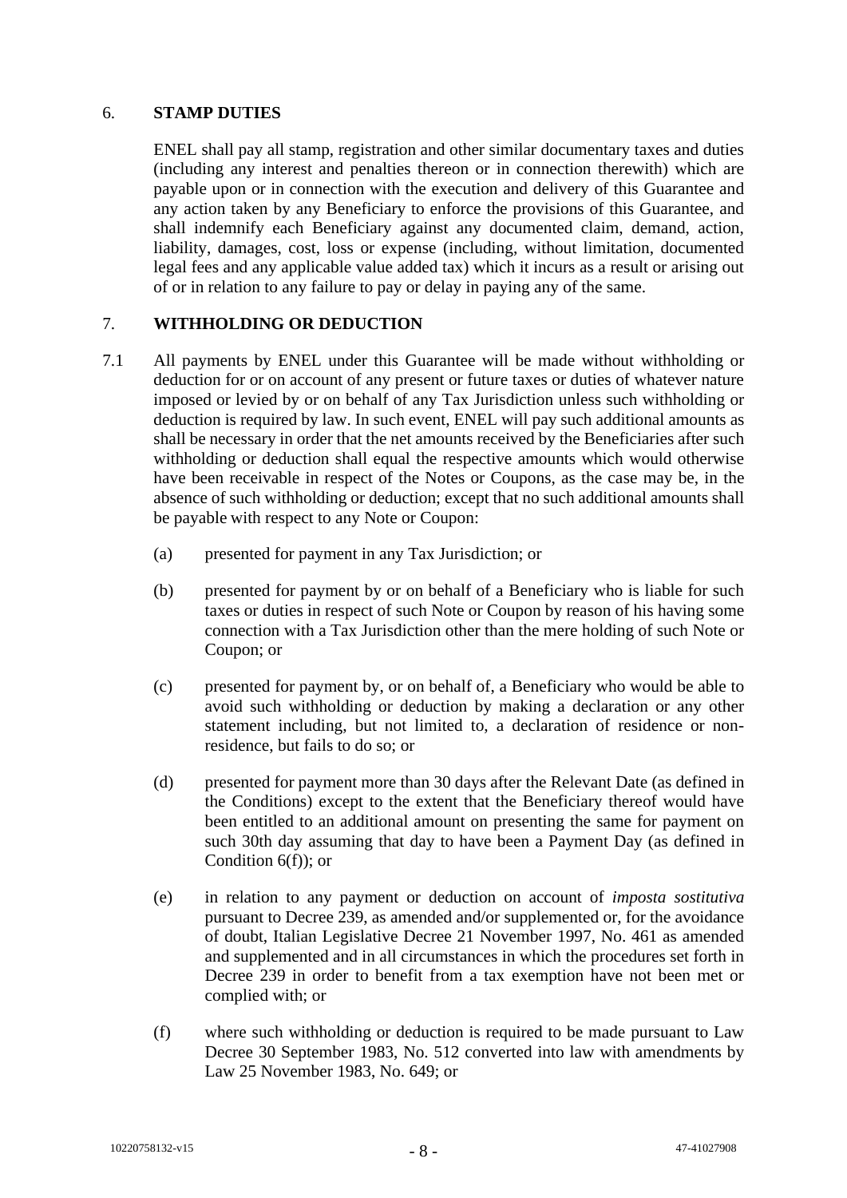## 6. STAMP DUTIES

ENEL shall pay all stamp, registration and other similar documentary taxes and duties (including any interest and penalties thereon or in connection therewith) which are payable upon or in connection with the execution and delivery of this Guarantee and any action taken by any Beneficiary to enforce the provisions of this Guarantee, and shall indemnify each Beneficiary against any documented claim, demand, action, liability, damages, cost, loss or expense (including, without limitation, documented legal fees and any applicable value added tax) which it incurs as a result or arising out of or in relation to any failure to pay or delay in paying any of the same.

## 7. WITHHOLDING OR DEDUCTION

7.1 All payments by ENEL under this Guarantee will be made without withholding or deduction for or on account of any present or future taxes or duties of whatever nature imposed or levied by or on behalf of any Tax Jurisdiction unless such withholding or deduction is required by law. In such event, ENEL will pay such additional amounts as shall be necessary in order that the net amounts received by the Beneficiaries after such withholding or deduction shall equal the respective amounts which would otherwise have been receivable in respect of the Notes or Coupons, as the case may be, in the absence of such withholding or deduction; except that no such additional amounts shall be payable with respect to any Note or Coupon:

(a) presented for payment in any Tax Jurisdiction; or

(b) presented for payment by or on behalf of a Beneficiary who is liable for such taxes or duties in respect of such Note or Coupon by reason of his having some connection with a Tax Jurisdiction other than the mere holding of such Note or Coupon; or

(c) presented for payment by, or on behalf of, a Beneficiary who would be able to avoid such withholding or deduction by making a declaration or any other statement including, but not limited to, a declaration of residence or non-residence, but fails to do so; or

(d) presented for payment more than 30 days after the Relevant Date (as defined in the Conditions) except to the extent that the Beneficiary thereof would have been entitled to an additional amount on presenting the same for payment on such 30th day assuming that day to have been a Payment Day (as defined in Condition 6(f)); or

(e) in relation to any payment or deduction on account of *imposta sostitutiva* pursuant to Decree 239, as amended and/or supplemented or, for the avoidance of doubt, Italian Legislative Decree 21 November 1997, No. 461 as amended and supplemented and in all circumstances in which the procedures set forth in Decree 239 in order to benefit from a tax exemption have not been met or complied with; or

(f) where such withholding or deduction is required to be made pursuant to Law Decree 30 September 1983, No. 512 converted into law with amendments by Law 25 November 1983, No. 649; or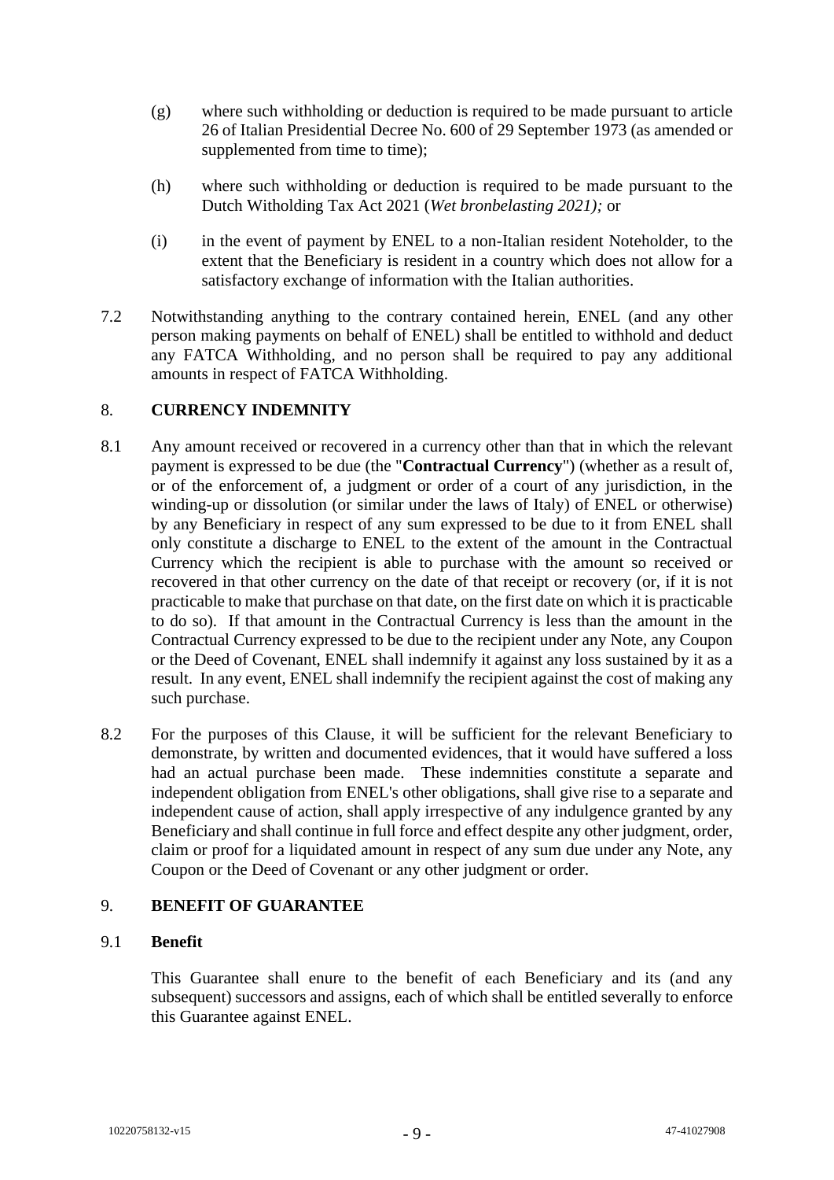(g) where such withholding or deduction is required to be made pursuant to article 26 of Italian Presidential Decree No. 600 of 29 September 1973 (as amended or supplemented from time to time);

(h) where such withholding or deduction is required to be made pursuant to the Dutch Witholding Tax Act 2021 (*Wet bronbelasting 2021);* or

(i) in the event of payment by ENEL to a non-Italian resident Noteholder, to the extent that the Beneficiary is resident in a country which does not allow for a satisfactory exchange of information with the Italian authorities.

7.2 Notwithstanding anything to the contrary contained herein, ENEL (and any other person making payments on behalf of ENEL) shall be entitled to withhold and deduct any FATCA Withholding, and no person shall be required to pay any additional amounts in respect of FATCA Withholding.

## 8. CURRENCY INDEMNITY

8.1 Any amount received or recovered in a currency other than that in which the relevant payment is expressed to be due (the "**Contractual Currency**") (whether as a result of, or of the enforcement of, a judgment or order of a court of any jurisdiction, in the winding-up or dissolution (or similar under the laws of Italy) of ENEL or otherwise) by any Beneficiary in respect of any sum expressed to be due to it from ENEL shall only constitute a discharge to ENEL to the extent of the amount in the Contractual Currency which the recipient is able to purchase with the amount so received or recovered in that other currency on the date of that receipt or recovery (or, if it is not practicable to make that purchase on that date, on the first date on which it is practicable to do so). If that amount in the Contractual Currency is less than the amount in the Contractual Currency expressed to be due to the recipient under any Note, any Coupon or the Deed of Covenant, ENEL shall indemnify it against any loss sustained by it as a result. In any event, ENEL shall indemnify the recipient against the cost of making any such purchase.

8.2 For the purposes of this Clause, it will be sufficient for the relevant Beneficiary to demonstrate, by written and documented evidences, that it would have suffered a loss had an actual purchase been made. These indemnities constitute a separate and independent obligation from ENEL's other obligations, shall give rise to a separate and independent cause of action, shall apply irrespective of any indulgence granted by any Beneficiary and shall continue in full force and effect despite any other judgment, order, claim or proof for a liquidated amount in respect of any sum due under any Note, any Coupon or the Deed of Covenant or any other judgment or order.

## 9. BENEFIT OF GUARANTEE

### 9.1 Benefit

This Guarantee shall enure to the benefit of each Beneficiary and its (and any subsequent) successors and assigns, each of which shall be entitled severally to enforce this Guarantee against ENEL.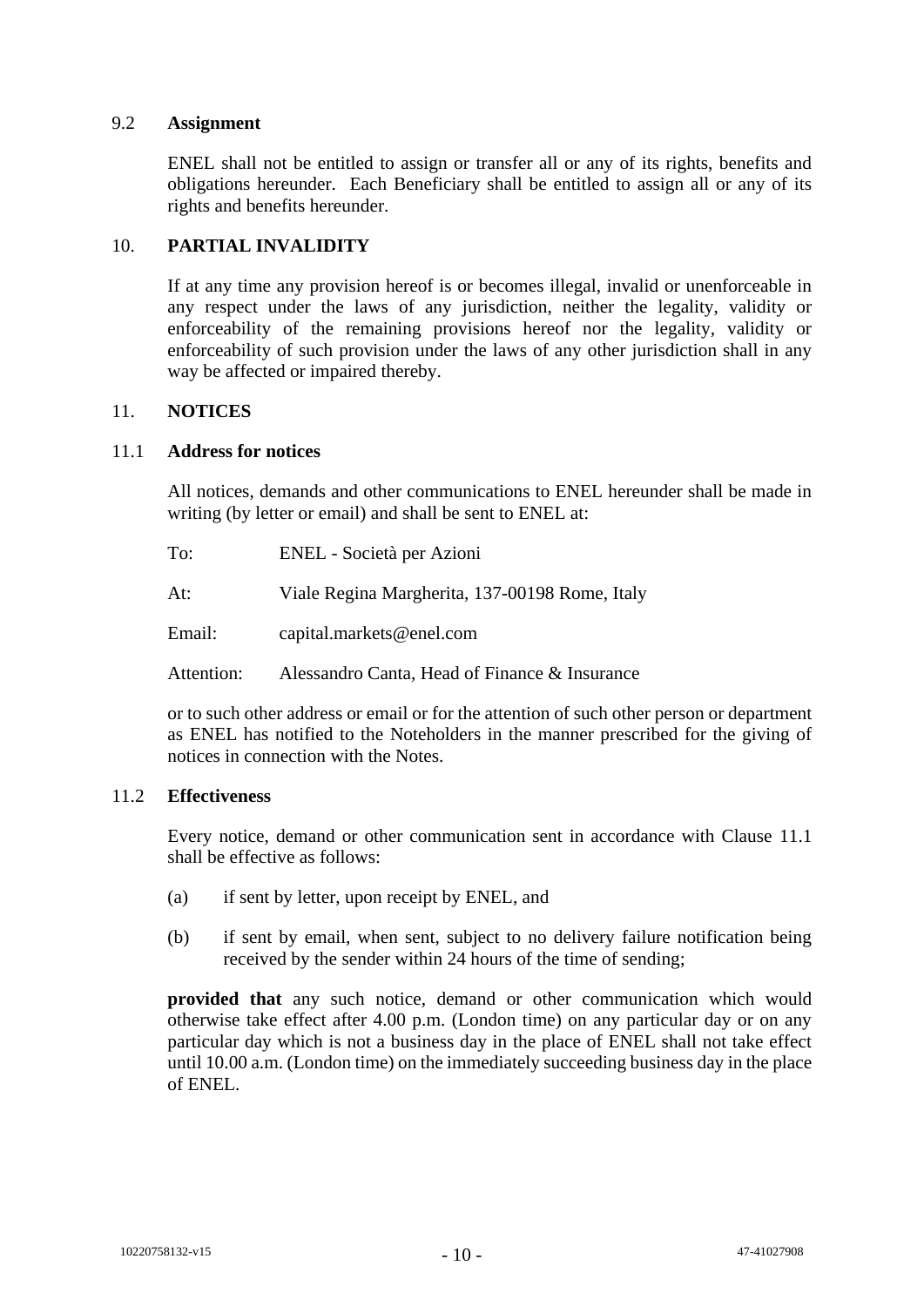### 9.2 Assignment

ENEL shall not be entitled to assign or transfer all or any of its rights, benefits and obligations hereunder. Each Beneficiary shall be entitled to assign all or any of its rights and benefits hereunder.

## 10. PARTIAL INVALIDITY

If at any time any provision hereof is or becomes illegal, invalid or unenforceable in any respect under the laws of any jurisdiction, neither the legality, validity or enforceability of the remaining provisions hereof nor the legality, validity or enforceability of such provision under the laws of any other jurisdiction shall in any way be affected or impaired thereby.

## 11. NOTICES

### 11.1 Address for notices

All notices, demands and other communications to ENEL hereunder shall be made in writing (by letter or email) and shall be sent to ENEL at:

To: ENEL - Società per Azioni

At: Viale Regina Margherita, 137-00198 Rome, Italy

Email: capital.markets@enel.com

Attention: Alessandro Canta, Head of Finance & Insurance

or to such other address or email or for the attention of such other person or department as ENEL has notified to the Noteholders in the manner prescribed for the giving of notices in connection with the Notes.

### 11.2 Effectiveness

Every notice, demand or other communication sent in accordance with Clause 11.1 shall be effective as follows:

(a) if sent by letter, upon receipt by ENEL, and

(b) if sent by email, when sent, subject to no delivery failure notification being received by the sender within 24 hours of the time of sending;

**provided that** any such notice, demand or other communication which would otherwise take effect after 4.00 p.m. (London time) on any particular day or on any particular day which is not a business day in the place of ENEL shall not take effect until 10.00 a.m. (London time) on the immediately succeeding business day in the place of ENEL.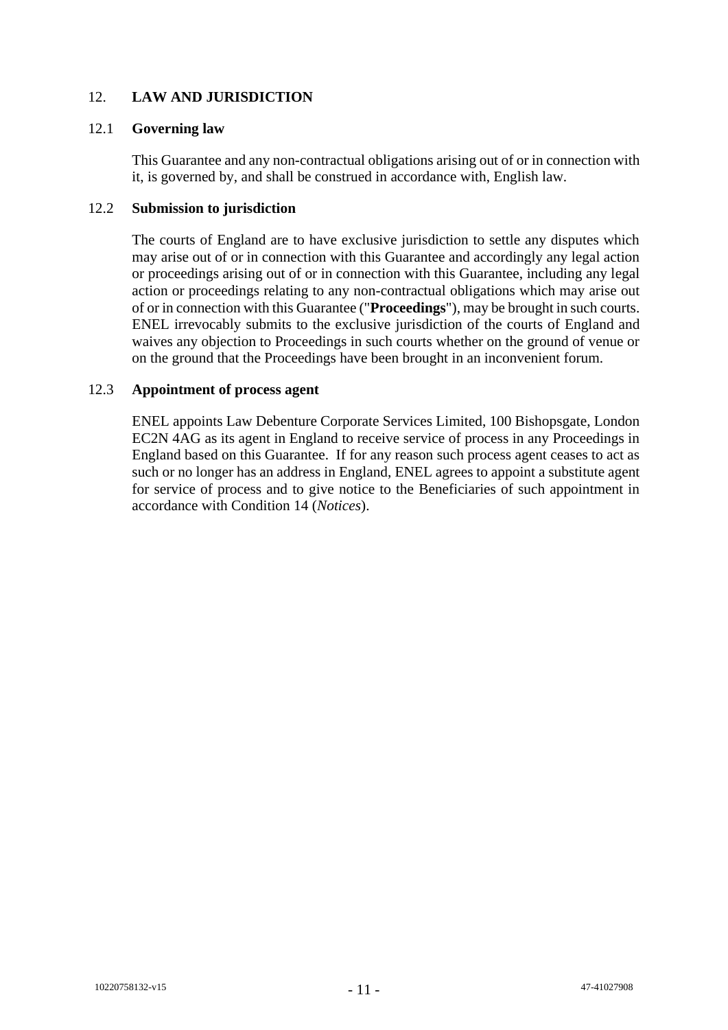## 12. LAW AND JURISDICTION

### 12.1 Governing law

This Guarantee and any non-contractual obligations arising out of or in connection with it, is governed by, and shall be construed in accordance with, English law.

### 12.2 Submission to jurisdiction

The courts of England are to have exclusive jurisdiction to settle any disputes which may arise out of or in connection with this Guarantee and accordingly any legal action or proceedings arising out of or in connection with this Guarantee, including any legal action or proceedings relating to any non-contractual obligations which may arise out of or in connection with this Guarantee ("**Proceedings**"), may be brought in such courts. ENEL irrevocably submits to the exclusive jurisdiction of the courts of England and waives any objection to Proceedings in such courts whether on the ground of venue or on the ground that the Proceedings have been brought in an inconvenient forum.

### 12.3 Appointment of process agent

ENEL appoints Law Debenture Corporate Services Limited, 100 Bishopsgate, London EC2N 4AG as its agent in England to receive service of process in any Proceedings in England based on this Guarantee. If for any reason such process agent ceases to act as such or no longer has an address in England, ENEL agrees to appoint a substitute agent for service of process and to give notice to the Beneficiaries of such appointment in accordance with Condition 14 (*Notices*).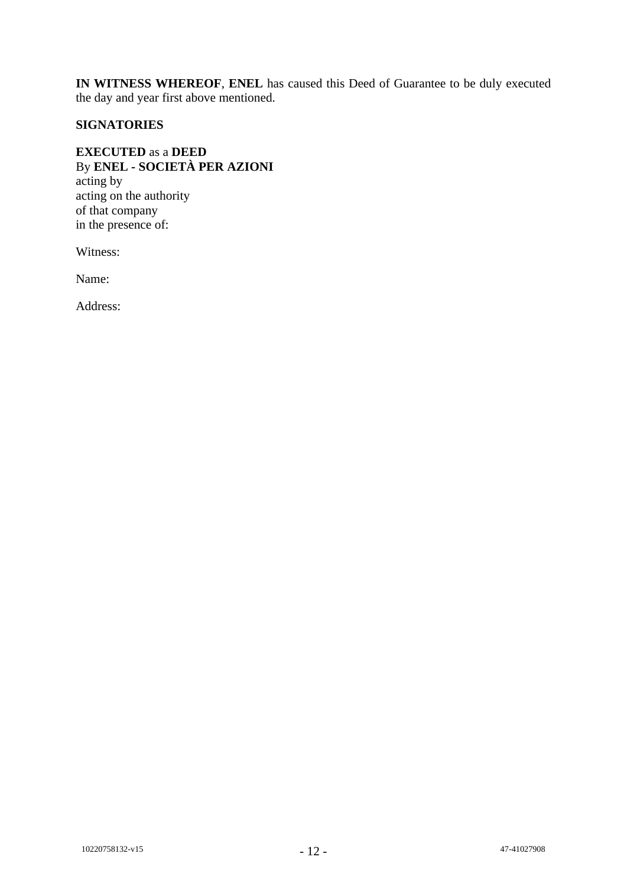**IN WITNESS WHEREOF**, **ENEL** has caused this Deed of Guarantee to be duly executed the day and year first above mentioned.

**SIGNATORIES**

**EXECUTED** as a **DEED**
By **ENEL - SOCIETÀ PER AZIONI**
acting by
acting on the authority
of that company
in the presence of:

Witness:

Name:

Address: